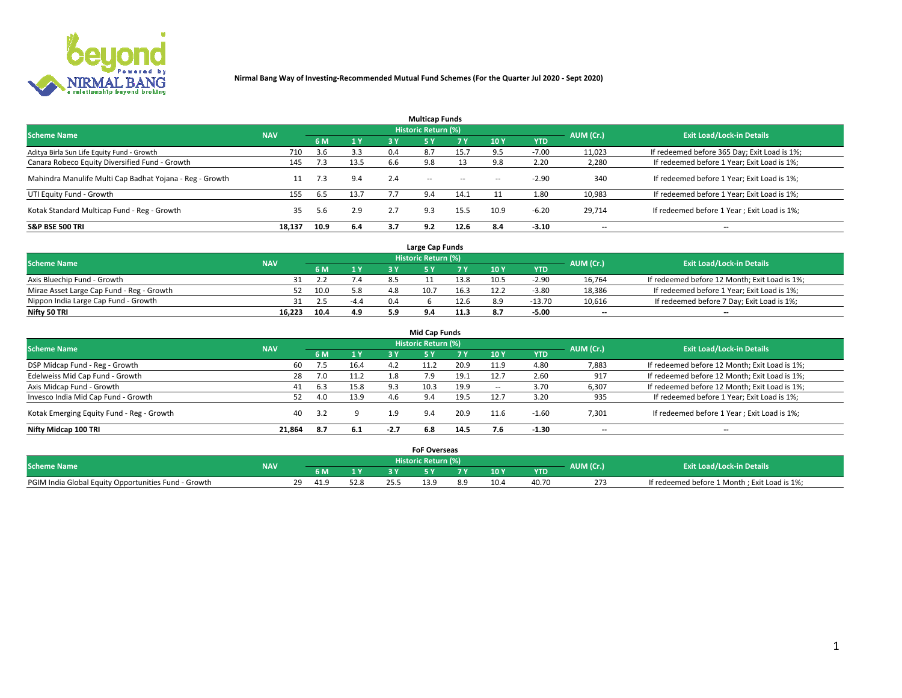**Nirmal Bang Way of Investing-Recommended Mutual Fund Schemes (For the Quarter Jul 2020 - Sept 2020)**

## Multicap Funds

| Scheme Name | NAV | Historic Return (%) | | | | | | | AUM (Cr.) | Exit Load/Lock-in Details |
|---|---|---|---|---|---|---|---|---|---|---|
| | | 6 M | 1 Y | 3 Y | 5 Y | 7 Y | 10 Y | YTD | | |
| Aditya Birla Sun Life Equity Fund - Growth | 710 | 3.6 | 3.3 | 0.4 | 8.7 | 15.7 | 9.5 | -7.00 | 11,023 | If redeemed before 365 Day; Exit Load is 1%; |
| Canara Robeco Equity Diversified Fund - Growth | 145 | 7.3 | 13.5 | 6.6 | 9.8 | 13 | 9.8 | 2.20 | 2,280 | If redeemed before 1 Year; Exit Load is 1%; |
| Mahindra Manulife Multi Cap Badhat Yojana - Reg - Growth | 11 | 7.3 | 9.4 | 2.4 | -- | -- | -- | -2.90 | 340 | If redeemed before 1 Year; Exit Load is 1%; |
| UTI Equity Fund - Growth | 155 | 6.5 | 13.7 | 7.7 | 9.4 | 14.1 | 11 | 1.80 | 10,983 | If redeemed before 1 Year; Exit Load is 1%; |
| Kotak Standard Multicap Fund - Reg - Growth | 35 | 5.6 | 2.9 | 2.7 | 9.3 | 15.5 | 10.9 | -6.20 | 29,714 | If redeemed before 1 Year ; Exit Load is 1%; |
| **S&P BSE 500 TRI** | **18,137** | **10.9** | **6.4** | **3.7** | **9.2** | **12.6** | **8.4** | **-3.10** | -- | -- |

## Large Cap Funds

| Scheme Name | NAV | Historic Return (%) | | | | | | | AUM (Cr.) | Exit Load/Lock-in Details |
|---|---|---|---|---|---|---|---|---|---|---|
| | | 6 M | 1 Y | 3 Y | 5 Y | 7 Y | 10 Y | YTD | | |
| Axis Bluechip Fund - Growth | 31 | 2.2 | 7.4 | 8.5 | 11 | 13.8 | 10.5 | -2.90 | 16,764 | If redeemed before 12 Month; Exit Load is 1%; |
| Mirae Asset Large Cap Fund - Reg - Growth | 52 | 10.0 | 5.8 | 4.8 | 10.7 | 16.3 | 12.2 | -3.80 | 18,386 | If redeemed before 1 Year; Exit Load is 1%; |
| Nippon India Large Cap Fund - Growth | 31 | 2.5 | -4.4 | 0.4 | 6 | 12.6 | 8.9 | -13.70 | 10,616 | If redeemed before 7 Day; Exit Load is 1%; |
| **Nifty 50 TRI** | **16,223** | **10.4** | **4.9** | **5.9** | **9.4** | **11.3** | **8.7** | **-5.00** | -- | -- |

## Mid Cap Funds

| Scheme Name | NAV | Historic Return (%) | | | | | | | AUM (Cr.) | Exit Load/Lock-in Details |
|---|---|---|---|---|---|---|---|---|---|---|
| | | 6 M | 1 Y | 3 Y | 5 Y | 7 Y | 10 Y | YTD | | |
| DSP Midcap Fund - Reg - Growth | 60 | 7.5 | 16.4 | 4.2 | 11.2 | 20.9 | 11.9 | 4.80 | 7,883 | If redeemed before 12 Month; Exit Load is 1%; |
| Edelweiss Mid Cap Fund - Growth | 28 | 7.0 | 11.2 | 1.8 | 7.9 | 19.1 | 12.7 | 2.60 | 917 | If redeemed before 12 Month; Exit Load is 1%; |
| Axis Midcap Fund - Growth | 41 | 6.3 | 15.8 | 9.3 | 10.3 | 19.9 | -- | 3.70 | 6,307 | If redeemed before 12 Month; Exit Load is 1%; |
| Invesco India Mid Cap Fund - Growth | 52 | 4.0 | 13.9 | 4.6 | 9.4 | 19.5 | 12.7 | 3.20 | 935 | If redeemed before 1 Year; Exit Load is 1%; |
| Kotak Emerging Equity Fund - Reg - Growth | 40 | 3.2 | 9 | 1.9 | 9.4 | 20.9 | 11.6 | -1.60 | 7,301 | If redeemed before 1 Year ; Exit Load is 1%; |
| **Nifty Midcap 100 TRI** | **21,864** | **8.7** | **6.1** | **-2.7** | **6.8** | **14.5** | **7.6** | **-1.30** | -- | -- |

## FoF Overseas

| Scheme Name | NAV | Historic Return (%) | | | | | | | AUM (Cr.) | Exit Load/Lock-in Details |
|---|---|---|---|---|---|---|---|---|---|---|
| | | 6 M | 1 Y | 3 Y | 5 Y | 7 Y | 10 Y | YTD | | |
| PGIM India Global Equity Opportunities Fund - Growth | 29 | 41.9 | 52.8 | 25.5 | 13.9 | 8.9 | 10.4 | 40.70 | 273 | If redeemed before 1 Month ; Exit Load is 1%; |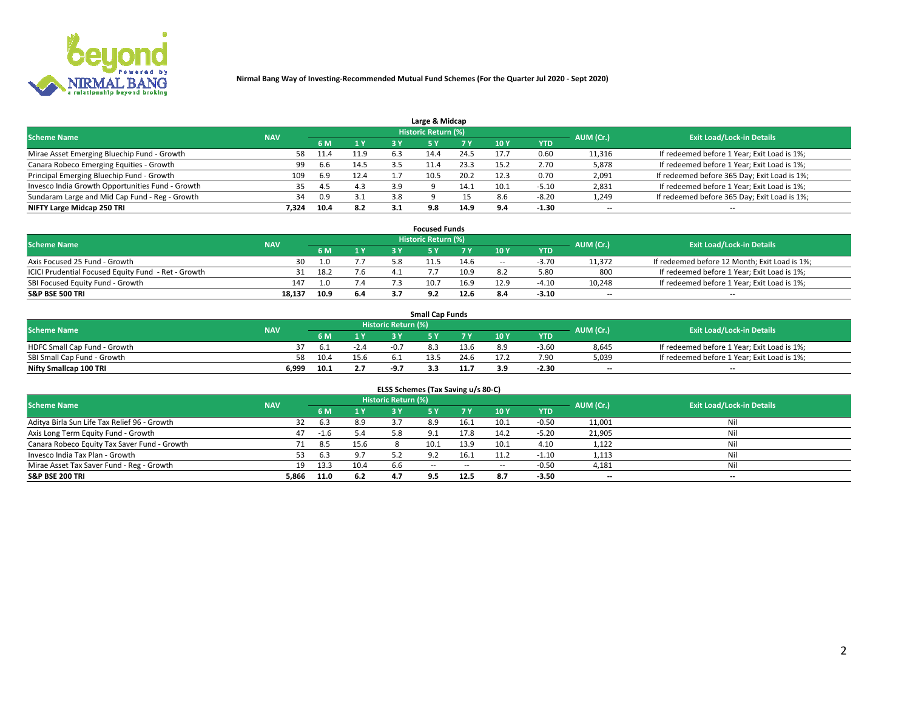**Nirmal Bang Way of Investing-Recommended Mutual Fund Schemes (For the Quarter Jul 2020 - Sept 2020)**

## Large & Midcap

| Scheme Name | NAV | Historic Return (%) | | | | | | | AUM (Cr.) | Exit Load/Lock-in Details |
|---|---|---|---|---|---|---|---|---|---|---|
| | | 6 M | 1 Y | 3 Y | 5 Y | 7 Y | 10 Y | YTD | | |
| Mirae Asset Emerging Bluechip Fund - Growth | 58 | 11.4 | 11.9 | 6.3 | 14.4 | 24.5 | 17.7 | 0.60 | 11,316 | If redeemed before 1 Year; Exit Load is 1%; |
| Canara Robeco Emerging Equities - Growth | 99 | 6.6 | 14.5 | 3.5 | 11.4 | 23.3 | 15.2 | 2.70 | 5,878 | If redeemed before 1 Year; Exit Load is 1%; |
| Principal Emerging Bluechip Fund - Growth | 109 | 6.9 | 12.4 | 1.7 | 10.5 | 20.2 | 12.3 | 0.70 | 2,091 | If redeemed before 365 Day; Exit Load is 1%; |
| Invesco India Growth Opportunities Fund - Growth | 35 | 4.5 | 4.3 | 3.9 | 9 | 14.1 | 10.1 | -5.10 | 2,831 | If redeemed before 1 Year; Exit Load is 1%; |
| Sundaram Large and Mid Cap Fund - Reg - Growth | 34 | 0.9 | 3.1 | 3.8 | 9 | 15 | 8.6 | -8.20 | 1,249 | If redeemed before 365 Day; Exit Load is 1%; |
| **NIFTY Large Midcap 250 TRI** | **7,324** | **10.4** | **8.2** | **3.1** | **9.8** | **14.9** | **9.4** | **-1.30** | -- | -- |

## Focused Funds

| Scheme Name | NAV | Historic Return (%) | | | | | | | AUM (Cr.) | Exit Load/Lock-in Details |
|---|---|---|---|---|---|---|---|---|---|---|
| | | 6 M | 1 Y | 3 Y | 5 Y | 7 Y | 10 Y | YTD | | |
| Axis Focused 25 Fund - Growth | 30 | 1.0 | 7.7 | 5.8 | 11.5 | 14.6 | -- | -3.70 | 11,372 | If redeemed before 12 Month; Exit Load is 1%; |
| ICICI Prudential Focused Equity Fund - Ret - Growth | 31 | 18.2 | 7.6 | 4.1 | 7.7 | 10.9 | 8.2 | 5.80 | 800 | If redeemed before 1 Year; Exit Load is 1%; |
| SBI Focused Equity Fund - Growth | 147 | 1.0 | 7.4 | 7.3 | 10.7 | 16.9 | 12.9 | -4.10 | 10,248 | If redeemed before 1 Year; Exit Load is 1%; |
| **S&P BSE 500 TRI** | **18,137** | **10.9** | **6.4** | **3.7** | **9.2** | **12.6** | **8.4** | **-3.10** | -- | -- |

## Small Cap Funds

| Scheme Name | NAV | Historic Return (%) | | | | | | | AUM (Cr.) | Exit Load/Lock-in Details |
|---|---|---|---|---|---|---|---|---|---|---|
| | | 6 M | 1 Y | 3 Y | 5 Y | 7 Y | 10 Y | YTD | | |
| HDFC Small Cap Fund - Growth | 37 | 6.1 | -2.4 | -0.7 | 8.3 | 13.6 | 8.9 | -3.60 | 8,645 | If redeemed before 1 Year; Exit Load is 1%; |
| SBI Small Cap Fund - Growth | 58 | 10.4 | 15.6 | 6.1 | 13.5 | 24.6 | 17.2 | 7.90 | 5,039 | If redeemed before 1 Year; Exit Load is 1%; |
| **Nifty Smallcap 100 TRI** | **6,999** | **10.1** | **2.7** | **-9.7** | **3.3** | **11.7** | **3.9** | **-2.30** | -- | -- |

## ELSS Schemes (Tax Saving u/s 80-C)

| Scheme Name | NAV | Historic Return (%) | | | | | | | AUM (Cr.) | Exit Load/Lock-in Details |
|---|---|---|---|---|---|---|---|---|---|---|
| | | 6 M | 1 Y | 3 Y | 5 Y | 7 Y | 10 Y | YTD | | |
| Aditya Birla Sun Life Tax Relief 96 - Growth | 32 | 6.3 | 8.9 | 3.7 | 8.9 | 16.1 | 10.1 | -0.50 | 11,001 | Nil |
| Axis Long Term Equity Fund - Growth | 47 | -1.6 | 5.4 | 5.8 | 9.1 | 17.8 | 14.2 | -5.20 | 21,905 | Nil |
| Canara Robeco Equity Tax Saver Fund - Growth | 71 | 8.5 | 15.6 | 8 | 10.1 | 13.9 | 10.1 | 4.10 | 1,122 | Nil |
| Invesco India Tax Plan - Growth | 53 | 6.3 | 9.7 | 5.2 | 9.2 | 16.1 | 11.2 | -1.10 | 1,113 | Nil |
| Mirae Asset Tax Saver Fund - Reg - Growth | 19 | 13.3 | 10.4 | 6.6 | -- | -- | -- | -0.50 | 4,181 | Nil |
| **S&P BSE 200 TRI** | **5,866** | **11.0** | **6.2** | **4.7** | **9.5** | **12.5** | **8.7** | **-3.50** | -- | -- |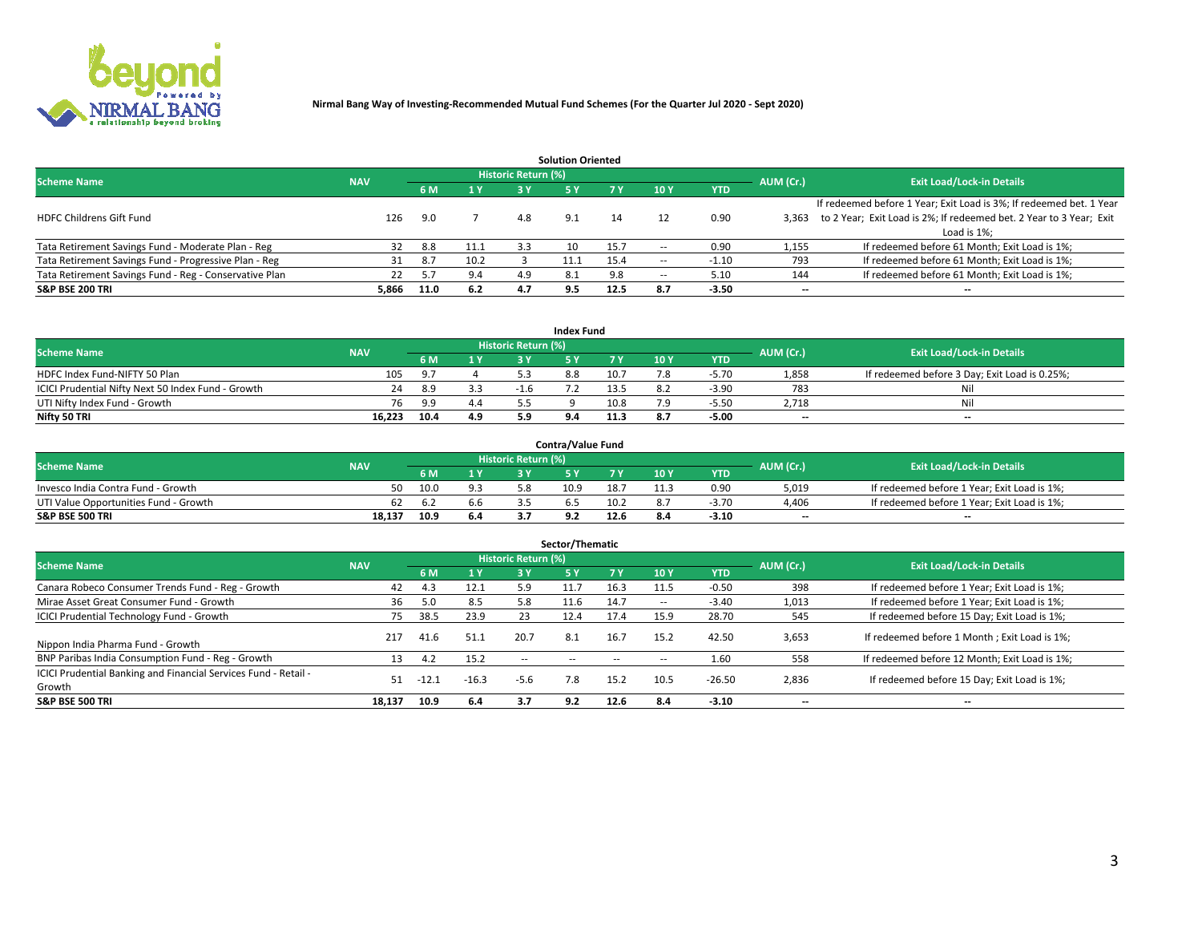**Nirmal Bang Way of Investing-Recommended Mutual Fund Schemes (For the Quarter Jul 2020 - Sept 2020)**

### Solution Oriented

| Scheme Name | NAV | Historic Return (%) | | | | | | | AUM (Cr.) | Exit Load/Lock-in Details |
|---|---|---|---|---|---|---|---|---|---|---|
| | | 6 M | 1 Y | 3 Y | 5 Y | 7 Y | 10 Y | YTD | | |
| HDFC Childrens Gift Fund | 126 | 9.0 | 7 | 4.8 | 9.1 | 14 | 12 | 0.90 | 3,363 | If redeemed before 1 Year; Exit Load is 3%; If redeemed bet. 1 Year to 2 Year; Exit Load is 2%; If redeemed bet. 2 Year to 3 Year; Exit Load is 1%; |
| Tata Retirement Savings Fund - Moderate Plan - Reg | 32 | 8.8 | 11.1 | 3.3 | 10 | 15.7 | -- | 0.90 | 1,155 | If redeemed before 61 Month; Exit Load is 1%; |
| Tata Retirement Savings Fund - Progressive Plan - Reg | 31 | 8.7 | 10.2 | 3 | 11.1 | 15.4 | -- | -1.10 | 793 | If redeemed before 61 Month; Exit Load is 1%; |
| Tata Retirement Savings Fund - Reg - Conservative Plan | 22 | 5.7 | 9.4 | 4.9 | 8.1 | 9.8 | -- | 5.10 | 144 | If redeemed before 61 Month; Exit Load is 1%; |
| **S&P BSE 200 TRI** | **5,866** | **11.0** | **6.2** | **4.7** | **9.5** | **12.5** | **8.7** | **-3.50** | **--** | **--** |

### Index Fund

| Scheme Name | NAV | Historic Return (%) | | | | | | | AUM (Cr.) | Exit Load/Lock-in Details |
|---|---|---|---|---|---|---|---|---|---|---|
| | | 6 M | 1 Y | 3 Y | 5 Y | 7 Y | 10 Y | YTD | | |
| HDFC Index Fund-NIFTY 50 Plan | 105 | 9.7 | 4 | 5.3 | 8.8 | 10.7 | 7.8 | -5.70 | 1,858 | If redeemed before 3 Day; Exit Load is 0.25%; |
| ICICI Prudential Nifty Next 50 Index Fund - Growth | 24 | 8.9 | 3.3 | -1.6 | 7.2 | 13.5 | 8.2 | -3.90 | 783 | Nil |
| UTI Nifty Index Fund - Growth | 76 | 9.9 | 4.4 | 5.5 | 9 | 10.8 | 7.9 | -5.50 | 2,718 | Nil |
| **Nifty 50 TRI** | **16,223** | **10.4** | **4.9** | **5.9** | **9.4** | **11.3** | **8.7** | **-5.00** | **--** | **--** |

### Contra/Value Fund

| Scheme Name | NAV | Historic Return (%) | | | | | | | AUM (Cr.) | Exit Load/Lock-in Details |
|---|---|---|---|---|---|---|---|---|---|---|
| | | 6 M | 1 Y | 3 Y | 5 Y | 7 Y | 10 Y | YTD | | |
| Invesco India Contra Fund - Growth | 50 | 10.0 | 9.3 | 5.8 | 10.9 | 18.7 | 11.3 | 0.90 | 5,019 | If redeemed before 1 Year; Exit Load is 1%; |
| UTI Value Opportunities Fund - Growth | 62 | 6.2 | 6.6 | 3.5 | 6.5 | 10.2 | 8.7 | -3.70 | 4,406 | If redeemed before 1 Year; Exit Load is 1%; |
| **S&P BSE 500 TRI** | **18,137** | **10.9** | **6.4** | **3.7** | **9.2** | **12.6** | **8.4** | **-3.10** | **--** | **--** |

### Sector/Thematic

| Scheme Name | NAV | Historic Return (%) | | | | | | | AUM (Cr.) | Exit Load/Lock-in Details |
|---|---|---|---|---|---|---|---|---|---|---|
| | | 6 M | 1 Y | 3 Y | 5 Y | 7 Y | 10 Y | YTD | | |
| Canara Robeco Consumer Trends Fund - Reg - Growth | 42 | 4.3 | 12.1 | 5.9 | 11.7 | 16.3 | 11.5 | -0.50 | 398 | If redeemed before 1 Year; Exit Load is 1%; |
| Mirae Asset Great Consumer Fund - Growth | 36 | 5.0 | 8.5 | 5.8 | 11.6 | 14.7 | -- | -3.40 | 1,013 | If redeemed before 1 Year; Exit Load is 1%; |
| ICICI Prudential Technology Fund - Growth | 75 | 38.5 | 23.9 | 23 | 12.4 | 17.4 | 15.9 | 28.70 | 545 | If redeemed before 15 Day; Exit Load is 1%; |
| Nippon India Pharma Fund - Growth | 217 | 41.6 | 51.1 | 20.7 | 8.1 | 16.7 | 15.2 | 42.50 | 3,653 | If redeemed before 1 Month ; Exit Load is 1%; |
| BNP Paribas India Consumption Fund - Reg - Growth | 13 | 4.2 | 15.2 | -- | -- | -- | -- | 1.60 | 558 | If redeemed before 12 Month; Exit Load is 1%; |
| ICICI Prudential Banking and Financial Services Fund - Retail - Growth | 51 | -12.1 | -16.3 | -5.6 | 7.8 | 15.2 | 10.5 | -26.50 | 2,836 | If redeemed before 15 Day; Exit Load is 1%; |
| **S&P BSE 500 TRI** | **18,137** | **10.9** | **6.4** | **3.7** | **9.2** | **12.6** | **8.4** | **-3.10** | **--** | **--** |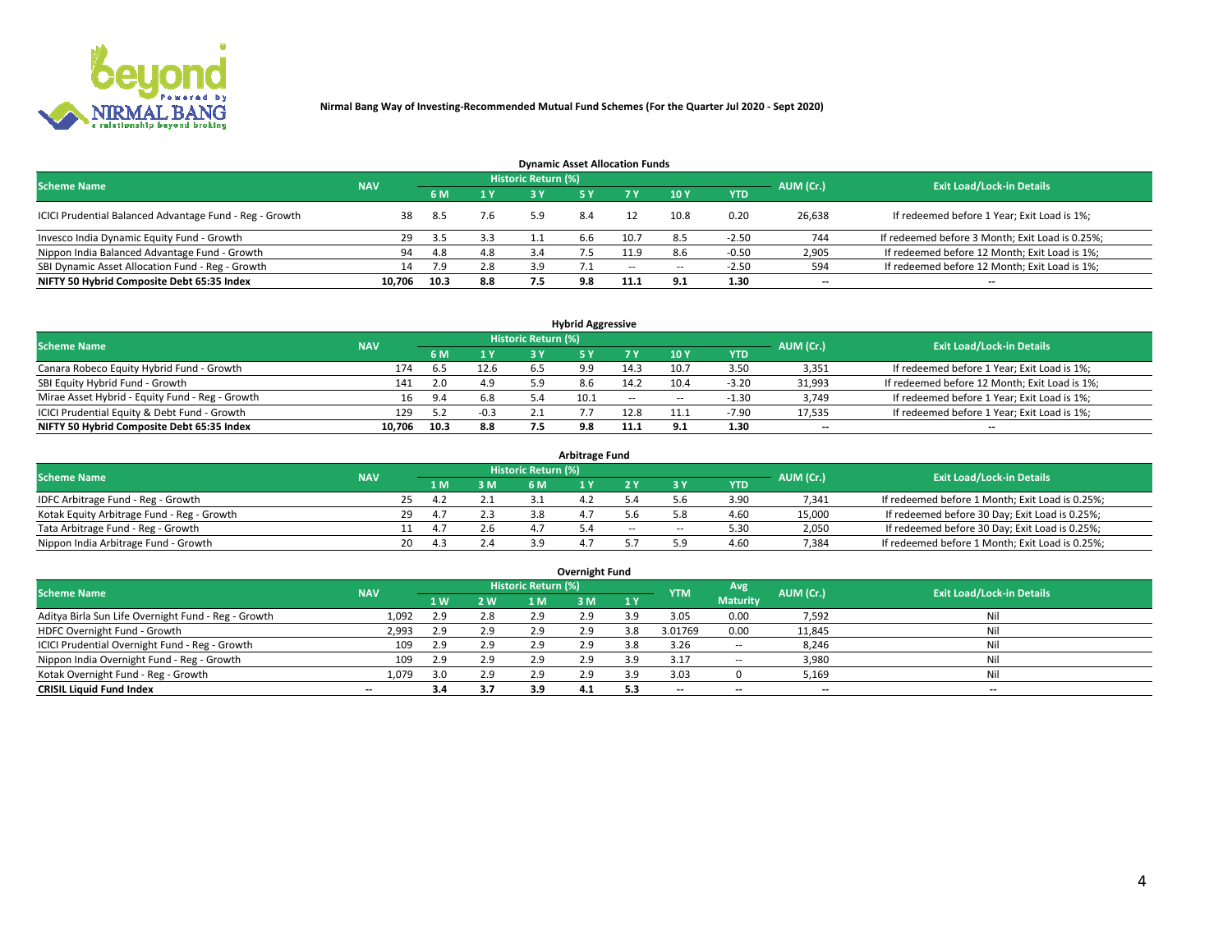**Nirmal Bang Way of Investing-Recommended Mutual Fund Schemes (For the Quarter Jul 2020 - Sept 2020)**

### Dynamic Asset Allocation Funds

| Scheme Name | NAV | Historic Return (%) | | | | | | | AUM (Cr.) | Exit Load/Lock-in Details |
|---|---|---|---|---|---|---|---|---|---|---|
| | | 6 M | 1 Y | 3 Y | 5 Y | 7 Y | 10 Y | YTD | | |
| ICICI Prudential Balanced Advantage Fund - Reg - Growth | 38 | 8.5 | 7.6 | 5.9 | 8.4 | 12 | 10.8 | 0.20 | 26,638 | If redeemed before 1 Year; Exit Load is 1%; |
| Invesco India Dynamic Equity Fund - Growth | 29 | 3.5 | 3.3 | 1.1 | 6.6 | 10.7 | 8.5 | -2.50 | 744 | If redeemed before 3 Month; Exit Load is 0.25%; |
| Nippon India Balanced Advantage Fund - Growth | 94 | 4.8 | 4.8 | 3.4 | 7.5 | 11.9 | 8.6 | -0.50 | 2,905 | If redeemed before 12 Month; Exit Load is 1%; |
| SBI Dynamic Asset Allocation Fund - Reg - Growth | 14 | 7.9 | 2.8 | 3.9 | 7.1 | -- | -- | -2.50 | 594 | If redeemed before 12 Month; Exit Load is 1%; |
| **NIFTY 50 Hybrid Composite Debt 65:35 Index** | **10,706** | **10.3** | **8.8** | **7.5** | **9.8** | **11.1** | **9.1** | **1.30** | **--** | **--** |

### Hybrid Aggressive

| Scheme Name | NAV | Historic Return (%) | | | | | | | AUM (Cr.) | Exit Load/Lock-in Details |
|---|---|---|---|---|---|---|---|---|---|---|
| | | 6 M | 1 Y | 3 Y | 5 Y | 7 Y | 10 Y | YTD | | |
| Canara Robeco Equity Hybrid Fund - Growth | 174 | 6.5 | 12.6 | 6.5 | 9.9 | 14.3 | 10.7 | 3.50 | 3,351 | If redeemed before 1 Year; Exit Load is 1%; |
| SBI Equity Hybrid Fund - Growth | 141 | 2.0 | 4.9 | 5.9 | 8.6 | 14.2 | 10.4 | -3.20 | 31,993 | If redeemed before 12 Month; Exit Load is 1%; |
| Mirae Asset Hybrid - Equity Fund - Reg - Growth | 16 | 9.4 | 6.8 | 5.4 | 10.1 | -- | -- | -1.30 | 3,749 | If redeemed before 1 Year; Exit Load is 1%; |
| ICICI Prudential Equity & Debt Fund - Growth | 129 | 5.2 | -0.3 | 2.1 | 7.7 | 12.8 | 11.1 | -7.90 | 17,535 | If redeemed before 1 Year; Exit Load is 1%; |
| **NIFTY 50 Hybrid Composite Debt 65:35 Index** | **10,706** | **10.3** | **8.8** | **7.5** | **9.8** | **11.1** | **9.1** | **1.30** | **--** | **--** |

### Arbitrage Fund

| Scheme Name | NAV | Historic Return (%) | | | | | | AUM (Cr.) | Exit Load/Lock-in Details |
|---|---|---|---|---|---|---|---|---|---|
| | | 1 M | 3 M | 6 M | 1 Y | 2 Y | 3 Y | YTD | | |
| IDFC Arbitrage Fund - Reg - Growth | 25 | 4.2 | 2.1 | 3.1 | 4.2 | 5.4 | 5.6 | 3.90 | 7,341 | If redeemed before 1 Month; Exit Load is 0.25%; |
| Kotak Equity Arbitrage Fund - Reg - Growth | 29 | 4.7 | 2.3 | 3.8 | 4.7 | 5.6 | 5.8 | 4.60 | 15,000 | If redeemed before 30 Day; Exit Load is 0.25%; |
| Tata Arbitrage Fund - Reg - Growth | 11 | 4.7 | 2.6 | 4.7 | 5.4 | -- | -- | 5.30 | 2,050 | If redeemed before 30 Day; Exit Load is 0.25%; |
| Nippon India Arbitrage Fund - Growth | 20 | 4.3 | 2.4 | 3.9 | 4.7 | 5.7 | 5.9 | 4.60 | 7,384 | If redeemed before 1 Month; Exit Load is 0.25%; |

### Overnight Fund

| Scheme Name | NAV | Historic Return (%) | | | | | YTM | Avg Maturity | AUM (Cr.) | Exit Load/Lock-in Details |
|---|---|---|---|---|---|---|---|---|---|---|
| | | 1 W | 2 W | 1 M | 3 M | 1 Y | | | | |
| Aditya Birla Sun Life Overnight Fund - Reg - Growth | 1,092 | 2.9 | 2.8 | 2.9 | 2.9 | 3.9 | 3.05 | 0.00 | 7,592 | Nil |
| HDFC Overnight Fund - Growth | 2,993 | 2.9 | 2.9 | 2.9 | 2.9 | 3.8 | 3.01769 | 0.00 | 11,845 | Nil |
| ICICI Prudential Overnight Fund - Reg - Growth | 109 | 2.9 | 2.9 | 2.9 | 2.9 | 3.8 | 3.26 | -- | 8,246 | Nil |
| Nippon India Overnight Fund - Reg - Growth | 109 | 2.9 | 2.9 | 2.9 | 2.9 | 3.9 | 3.17 | -- | 3,980 | Nil |
| Kotak Overnight Fund - Reg - Growth | 1,079 | 3.0 | 2.9 | 2.9 | 2.9 | 3.9 | 3.03 | 0 | 5,169 | Nil |
| **CRISIL Liquid Fund Index** | **--** | **3.4** | **3.7** | **3.9** | **4.1** | **5.3** | **--** | **--** | **--** | **--** |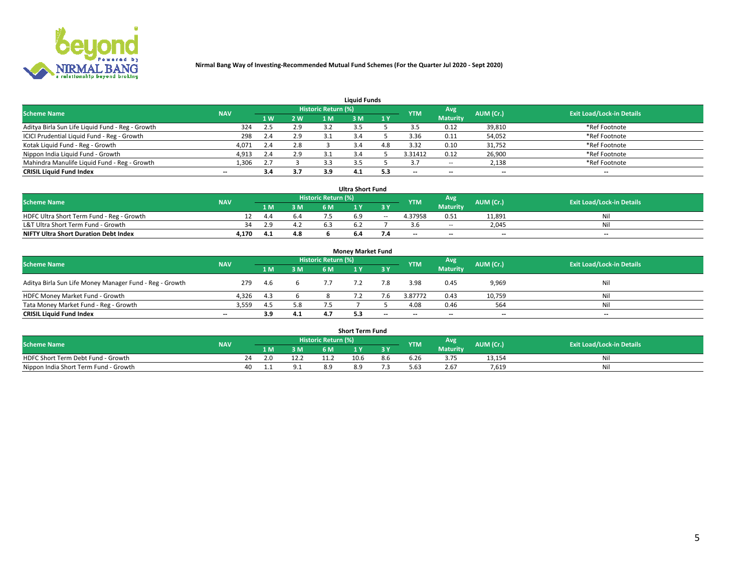Nirmal Bang Way of Investing-Recommended Mutual Fund Schemes (For the Quarter Jul 2020 - Sept 2020)

## Liquid Funds

| Scheme Name | NAV | Historic Return (%) | | | | | YTM | Avg Maturity | AUM (Cr.) | Exit Load/Lock-in Details |
|---|---|---|---|---|---|---|---|---|---|---|
| | | 1 W | 2 W | 1 M | 3 M | 1 Y | | | | |
| Aditya Birla Sun Life Liquid Fund - Reg - Growth | 324 | 2.5 | 2.9 | 3.2 | 3.5 | 5 | 3.5 | 0.12 | 39,810 | *Ref Footnote |
| ICICI Prudential Liquid Fund - Reg - Growth | 298 | 2.4 | 2.9 | 3.1 | 3.4 | 5 | 3.36 | 0.11 | 54,052 | *Ref Footnote |
| Kotak Liquid Fund - Reg - Growth | 4,071 | 2.4 | 2.8 | 3 | 3.4 | 4.8 | 3.32 | 0.10 | 31,752 | *Ref Footnote |
| Nippon India Liquid Fund - Growth | 4,913 | 2.4 | 2.9 | 3.1 | 3.4 | 5 | 3.31412 | 0.12 | 26,900 | *Ref Footnote |
| Mahindra Manulife Liquid Fund - Reg - Growth | 1,306 | 2.7 | 3 | 3.3 | 3.5 | 5 | 3.7 | -- | 2,138 | *Ref Footnote |
| **CRISIL Liquid Fund Index** | -- | **3.4** | **3.7** | **3.9** | **4.1** | **5.3** | -- | -- | -- | -- |

## Ultra Short Fund

| Scheme Name | NAV | Historic Return (%) | | | | | YTM | Avg Maturity | AUM (Cr.) | Exit Load/Lock-in Details |
|---|---|---|---|---|---|---|---|---|---|---|
| | | 1 M | 3 M | 6 M | 1 Y | 3 Y | | | | |
| HDFC Ultra Short Term Fund - Reg - Growth | 12 | 4.4 | 6.4 | 7.5 | 6.9 | -- | 4.37958 | 0.51 | 11,891 | Nil |
| L&T Ultra Short Term Fund - Growth | 34 | 2.9 | 4.2 | 6.3 | 6.2 | 7 | 3.6 | -- | 2,045 | Nil |
| **NIFTY Ultra Short Duration Debt Index** | **4,170** | **4.1** | **4.8** | **6** | **6.4** | **7.4** | -- | -- | -- | -- |

## Money Market Fund

| Scheme Name | NAV | Historic Return (%) | | | | | YTM | Avg Maturity | AUM (Cr.) | Exit Load/Lock-in Details |
|---|---|---|---|---|---|---|---|---|---|---|
| | | 1 M | 3 M | 6 M | 1 Y | 3 Y | | | | |
| Aditya Birla Sun Life Money Manager Fund - Reg - Growth | 279 | 4.6 | 6 | 7.7 | 7.2 | 7.8 | 3.98 | 0.45 | 9,969 | Nil |
| HDFC Money Market Fund - Growth | 4,326 | 4.3 | 6 | 8 | 7.2 | 7.6 | 3.87772 | 0.43 | 10,759 | Nil |
| Tata Money Market Fund - Reg - Growth | 3,559 | 4.5 | 5.8 | 7.5 | 7 | 5 | 4.08 | 0.46 | 564 | Nil |
| **CRISIL Liquid Fund Index** | -- | **3.9** | **4.1** | **4.7** | **5.3** | -- | -- | -- | -- | -- |

## Short Term Fund

| Scheme Name | NAV | Historic Return (%) | | | | | YTM | Avg Maturity | AUM (Cr.) | Exit Load/Lock-in Details |
|---|---|---|---|---|---|---|---|---|---|---|
| | | 1 M | 3 M | 6 M | 1 Y | 3 Y | | | | |
| HDFC Short Term Debt Fund - Growth | 24 | 2.0 | 12.2 | 11.2 | 10.6 | 8.6 | 6.26 | 3.75 | 13,154 | Nil |
| Nippon India Short Term Fund - Growth | 40 | 1.1 | 9.1 | 8.9 | 8.9 | 7.3 | 5.63 | 2.67 | 7,619 | Nil |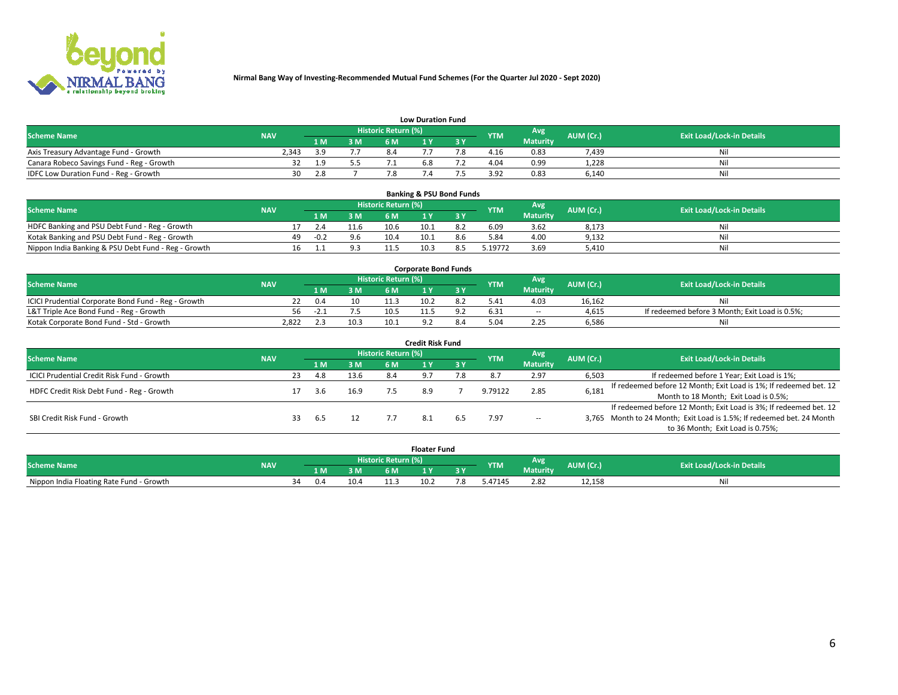**Nirmal Bang Way of Investing-Recommended Mutual Fund Schemes (For the Quarter Jul 2020 - Sept 2020)**

### Low Duration Fund

| Scheme Name | NAV | Historic Return (%) | | | | | YTM | Avg Maturity | AUM (Cr.) | Exit Load/Lock-in Details |
|---|---|---|---|---|---|---|---|---|---|---|
| | | 1 M | 3 M | 6 M | 1 Y | 3 Y | | | | |
| Axis Treasury Advantage Fund - Growth | 2,343 | 3.9 | 7.7 | 8.4 | 7.7 | 7.8 | 4.16 | 0.83 | 7,439 | Nil |
| Canara Robeco Savings Fund - Reg - Growth | 32 | 1.9 | 5.5 | 7.1 | 6.8 | 7.2 | 4.04 | 0.99 | 1,228 | Nil |
| IDFC Low Duration Fund - Reg - Growth | 30 | 2.8 | 7 | 7.8 | 7.4 | 7.5 | 3.92 | 0.83 | 6,140 | Nil |

### Banking & PSU Bond Funds

| Scheme Name | NAV | Historic Return (%) | | | | | YTM | Avg Maturity | AUM (Cr.) | Exit Load/Lock-in Details |
|---|---|---|---|---|---|---|---|---|---|---|
| | | 1 M | 3 M | 6 M | 1 Y | 3 Y | | | | |
| HDFC Banking and PSU Debt Fund - Reg - Growth | 17 | 2.4 | 11.6 | 10.6 | 10.1 | 8.2 | 6.09 | 3.62 | 8,173 | Nil |
| Kotak Banking and PSU Debt Fund - Reg - Growth | 49 | -0.2 | 9.6 | 10.4 | 10.1 | 8.6 | 5.84 | 4.00 | 9,132 | Nil |
| Nippon India Banking & PSU Debt Fund - Reg - Growth | 16 | 1.1 | 9.3 | 11.5 | 10.3 | 8.5 | 5.19772 | 3.69 | 5,410 | Nil |

### Corporate Bond Funds

| Scheme Name | NAV | Historic Return (%) | | | | | YTM | Avg Maturity | AUM (Cr.) | Exit Load/Lock-in Details |
|---|---|---|---|---|---|---|---|---|---|---|
| | | 1 M | 3 M | 6 M | 1 Y | 3 Y | | | | |
| ICICI Prudential Corporate Bond Fund - Reg - Growth | 22 | 0.4 | 10 | 11.3 | 10.2 | 8.2 | 5.41 | 4.03 | 16,162 | Nil |
| L&T Triple Ace Bond Fund - Reg - Growth | 56 | -2.1 | 7.5 | 10.5 | 11.5 | 9.2 | 6.31 | -- | 4,615 | If redeemed before 3 Month; Exit Load is 0.5%; |
| Kotak Corporate Bond Fund - Std - Growth | 2,822 | 2.3 | 10.3 | 10.1 | 9.2 | 8.4 | 5.04 | 2.25 | 6,586 | Nil |

### Credit Risk Fund

| Scheme Name | NAV | Historic Return (%) | | | | | YTM | Avg Maturity | AUM (Cr.) | Exit Load/Lock-in Details |
|---|---|---|---|---|---|---|---|---|---|---|
| | | 1 M | 3 M | 6 M | 1 Y | 3 Y | | | | |
| ICICI Prudential Credit Risk Fund - Growth | 23 | 4.8 | 13.6 | 8.4 | 9.7 | 7.8 | 8.7 | 2.97 | 6,503 | If redeemed before 1 Year; Exit Load is 1%; |
| HDFC Credit Risk Debt Fund - Reg - Growth | 17 | 3.6 | 16.9 | 7.5 | 8.9 | 7 | 9.79122 | 2.85 | 6,181 | If redeemed before 12 Month; Exit Load is 1%; If redeemed bet. 12 Month to 18 Month; Exit Load is 0.5%; |
| SBI Credit Risk Fund - Growth | 33 | 6.5 | 12 | 7.7 | 8.1 | 6.5 | 7.97 | -- | 3,765 | If redeemed before 12 Month; Exit Load is 3%; If redeemed bet. 12 Month to 24 Month; Exit Load is 1.5%; If redeemed bet. 24 Month to 36 Month; Exit Load is 0.75%; |

### Floater Fund

| Scheme Name | NAV | Historic Return (%) | | | | | YTM | Avg Maturity | AUM (Cr.) | Exit Load/Lock-in Details |
|---|---|---|---|---|---|---|---|---|---|---|
| | | 1 M | 3 M | 6 M | 1 Y | 3 Y | | | | |
| Nippon India Floating Rate Fund - Growth | 34 | 0.4 | 10.4 | 11.3 | 10.2 | 7.8 | 5.47145 | 2.82 | 12,158 | Nil |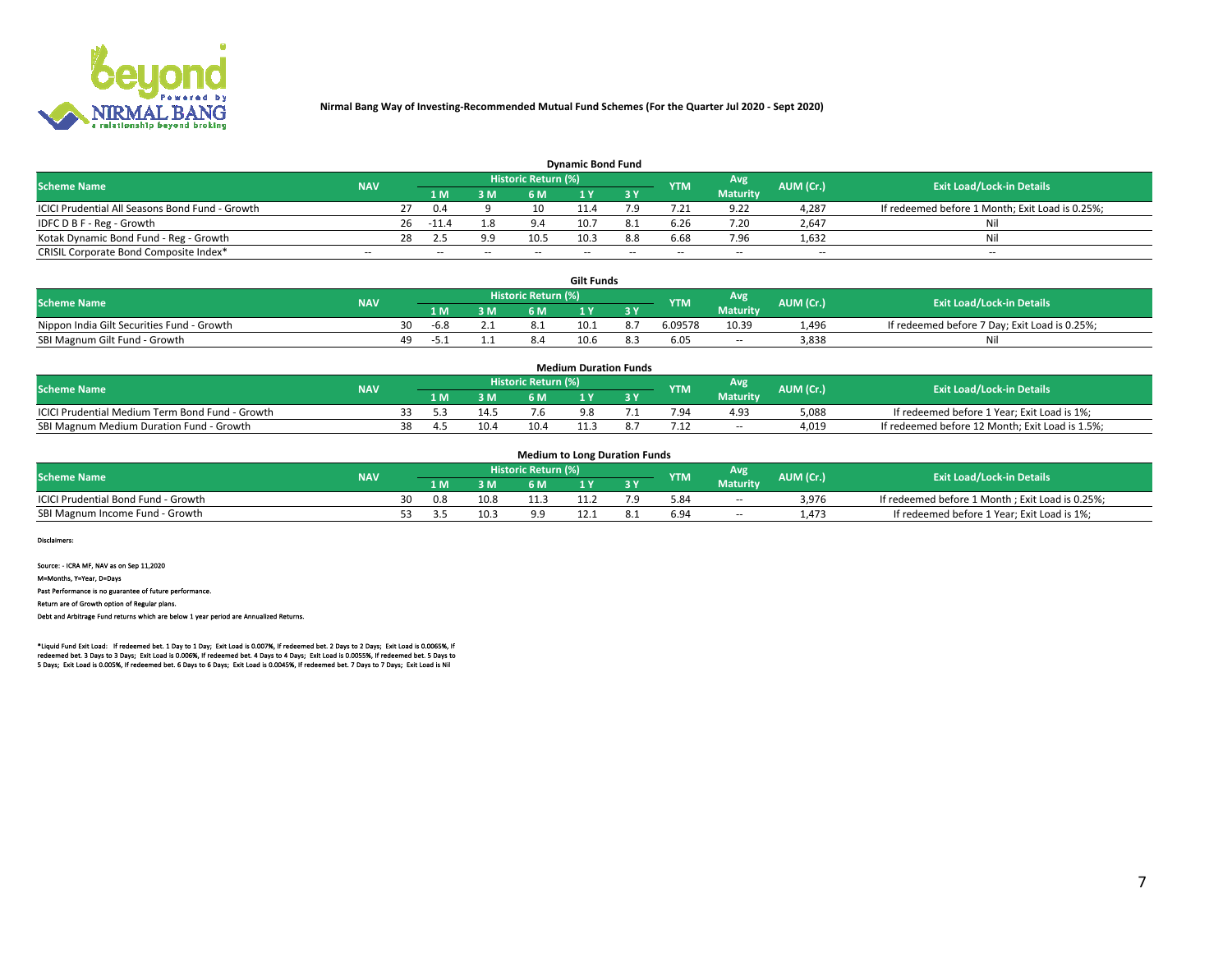**Nirmal Bang Way of Investing-Recommended Mutual Fund Schemes (For the Quarter Jul 2020 - Sept 2020)**

### Dynamic Bond Fund

| Scheme Name | NAV | Historic Return (%) | | | | | YTM | Avg Maturity | AUM (Cr.) | Exit Load/Lock-in Details |
|---|---|---|---|---|---|---|---|---|---|---|
| | | 1 M | 3 M | 6 M | 1 Y | 3 Y | | | | |
| ICICI Prudential All Seasons Bond Fund - Growth | 27 | 0.4 | 9 | 10 | 11.4 | 7.9 | 7.21 | 9.22 | 4,287 | If redeemed before 1 Month; Exit Load is 0.25%; |
| IDFC D B F - Reg - Growth | 26 | -11.4 | 1.8 | 9.4 | 10.7 | 8.1 | 6.26 | 7.20 | 2,647 | Nil |
| Kotak Dynamic Bond Fund - Reg - Growth | 28 | 2.5 | 9.9 | 10.5 | 10.3 | 8.8 | 6.68 | 7.96 | 1,632 | Nil |
| CRISIL Corporate Bond Composite Index* | -- | -- | -- | -- | -- | -- | -- | -- | -- | -- |

### Gilt Funds

| Scheme Name | NAV | Historic Return (%) | | | | | YTM | Avg Maturity | AUM (Cr.) | Exit Load/Lock-in Details |
|---|---|---|---|---|---|---|---|---|---|---|
| | | 1 M | 3 M | 6 M | 1 Y | 3 Y | | | | |
| Nippon India Gilt Securities Fund - Growth | 30 | -6.8 | 2.1 | 8.1 | 10.1 | 8.7 | 6.09578 | 10.39 | 1,496 | If redeemed before 7 Day; Exit Load is 0.25%; |
| SBI Magnum Gilt Fund - Growth | 49 | -5.1 | 1.1 | 8.4 | 10.6 | 8.3 | 6.05 | -- | 3,838 | Nil |

### Medium Duration Funds

| Scheme Name | NAV | Historic Return (%) | | | | | YTM | Avg Maturity | AUM (Cr.) | Exit Load/Lock-in Details |
|---|---|---|---|---|---|---|---|---|---|---|
| | | 1 M | 3 M | 6 M | 1 Y | 3 Y | | | | |
| ICICI Prudential Medium Term Bond Fund - Growth | 33 | 5.3 | 14.5 | 7.6 | 9.8 | 7.1 | 7.94 | 4.93 | 5,088 | If redeemed before 1 Year; Exit Load is 1%; |
| SBI Magnum Medium Duration Fund - Growth | 38 | 4.5 | 10.4 | 10.4 | 11.3 | 8.7 | 7.12 | -- | 4,019 | If redeemed before 12 Month; Exit Load is 1.5%; |

### Medium to Long Duration Funds

| Scheme Name | NAV | Historic Return (%) | | | | | YTM | Avg Maturity | AUM (Cr.) | Exit Load/Lock-in Details |
|---|---|---|---|---|---|---|---|---|---|---|
| | | 1 M | 3 M | 6 M | 1 Y | 3 Y | | | | |
| ICICI Prudential Bond Fund - Growth | 30 | 0.8 | 10.8 | 11.3 | 11.2 | 7.9 | 5.84 | -- | 3,976 | If redeemed before 1 Month ; Exit Load is 0.25%; |
| SBI Magnum Income Fund - Growth | 53 | 3.5 | 10.3 | 9.9 | 12.1 | 8.1 | 6.94 | -- | 1,473 | If redeemed before 1 Year; Exit Load is 1%; |

Disclaimers:

Source: - ICRA MF, NAV as on Sep 11,2020

M=Months, Y=Year, D=Days

Past Performance is no guarantee of future performance.

Return are of Growth option of Regular plans.

Debt and Arbitrage Fund returns which are below 1 year period are Annualized Returns.

*Liquid Fund Exit Load: If redeemed bet. 1 Day to 1 Day; Exit Load is 0.007%, If redeemed bet. 2 Days to 2 Days; Exit Load is 0.0065%, If redeemed bet. 3 Days to 3 Days; Exit Load is 0.006%, If redeemed bet. 4 Days to 4 Days; Exit Load is 0.0055%, If redeemed bet. 5 Days to 5 Days; Exit Load is 0.005%, If redeemed bet. 6 Days to 6 Days; Exit Load is 0.0045%, If redeemed bet. 7 Days to 7 Days; Exit Load is Nil